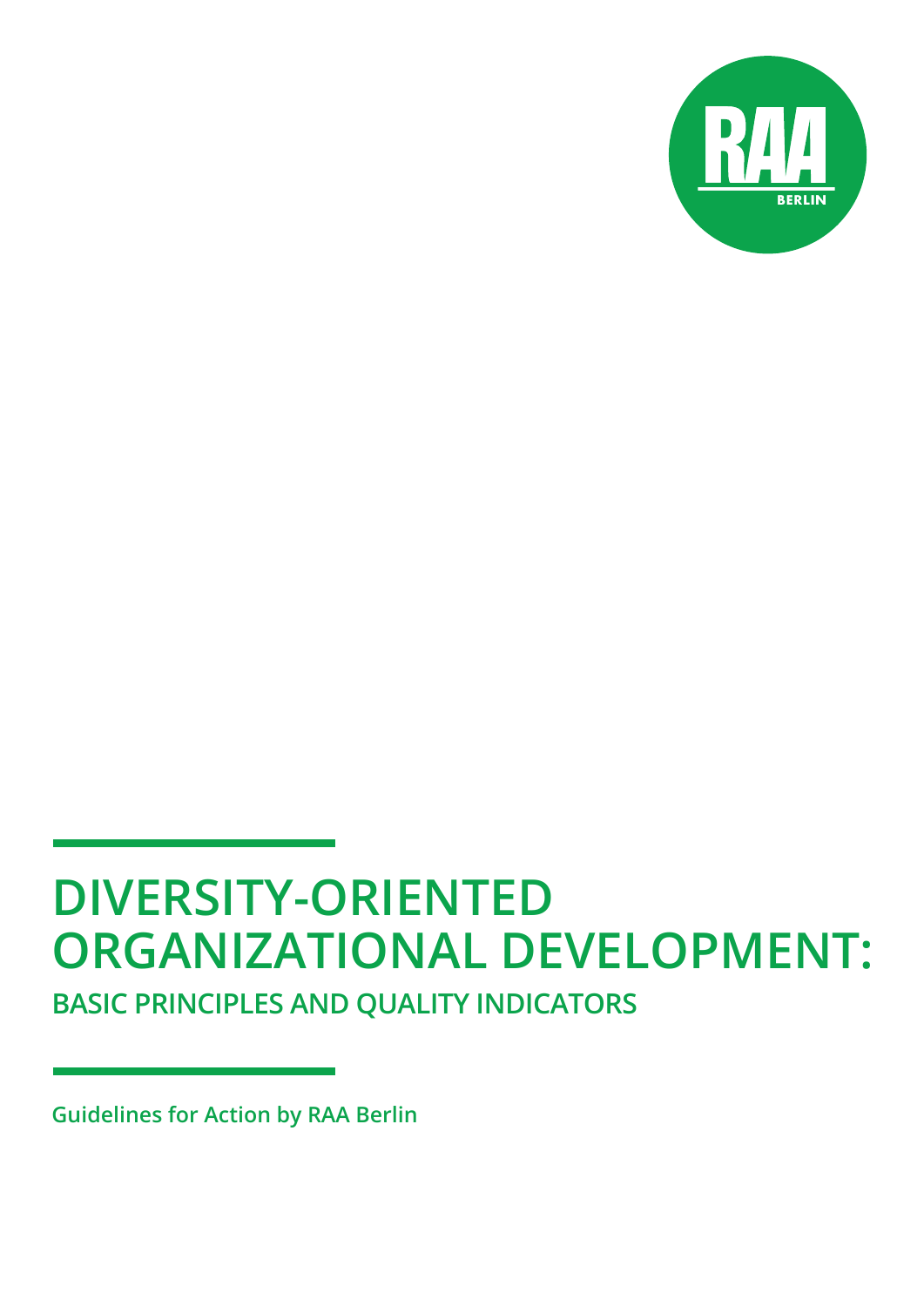RAA BERLIN

# DIVERSITY-ORIENTED ORGANIZATIONAL DEVELOPMENT:

## BASIC PRINCIPLES AND QUALITY INDICATORS

Guidelines for Action by RAA Berlin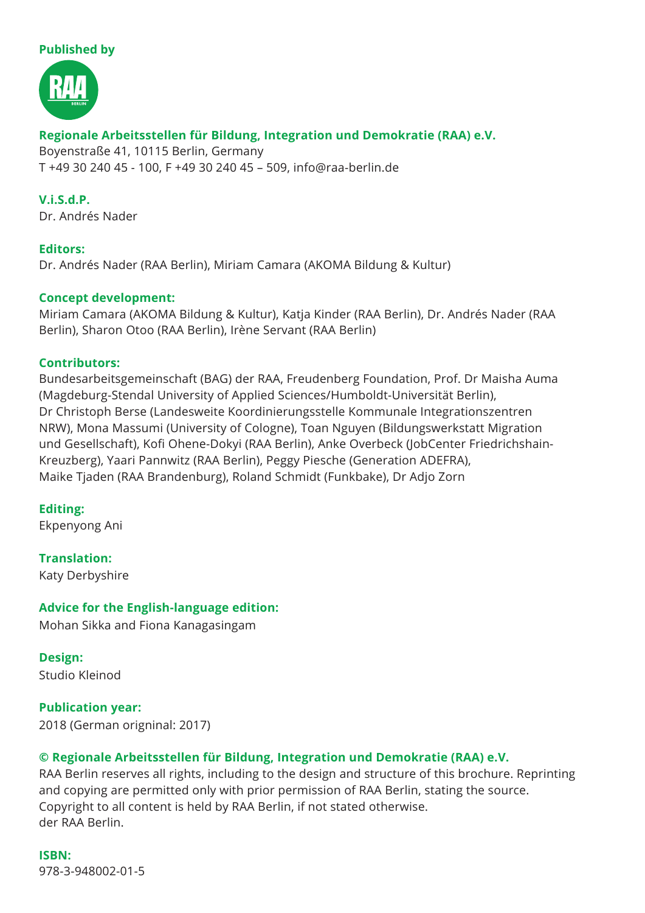**Published by**

**Regionale Arbeitsstellen für Bildung, Integration und Demokratie (RAA) e.V.**
Boyenstraße 41, 10115 Berlin, Germany
T +49 30 240 45 - 100, F +49 30 240 45 – 509, info@raa-berlin.de

**V.i.S.d.P.**
Dr. Andrés Nader

**Editors:**
Dr. Andrés Nader (RAA Berlin), Miriam Camara (AKOMA Bildung & Kultur)

**Concept development:**
Miriam Camara (AKOMA Bildung & Kultur), Katja Kinder (RAA Berlin), Dr. Andrés Nader (RAA Berlin), Sharon Otoo (RAA Berlin), Irène Servant (RAA Berlin)

**Contributors:**
Bundesarbeitsgemeinschaft (BAG) der RAA, Freudenberg Foundation, Prof. Dr Maisha Auma (Magdeburg-Stendal University of Applied Sciences/Humboldt-Universität Berlin), Dr Christoph Berse (Landesweite Koordinierungsstelle Kommunale Integrationszentren NRW), Mona Massumi (University of Cologne), Toan Nguyen (Bildungswerkstatt Migration und Gesellschaft), Kofi Ohene-Dokyi (RAA Berlin), Anke Overbeck (JobCenter Friedrichshain-Kreuzberg), Yaari Pannwitz (RAA Berlin), Peggy Piesche (Generation ADEFRA), Maike Tjaden (RAA Brandenburg), Roland Schmidt (Funkbake), Dr Adjo Zorn

**Editing:**
Ekpenyong Ani

**Translation:**
Katy Derbyshire

**Advice for the English-language edition:**
Mohan Sikka and Fiona Kanagasingam

**Design:**
Studio Kleinod

**Publication year:**
2018 (German origninal: 2017)

**© Regionale Arbeitsstellen für Bildung, Integration und Demokratie (RAA) e.V.**
RAA Berlin reserves all rights, including to the design and structure of this brochure. Reprinting and copying are permitted only with prior permission of RAA Berlin, stating the source. Copyright to all content is held by RAA Berlin, if not stated otherwise.
der RAA Berlin.

**ISBN:**
978-3-948002-01-5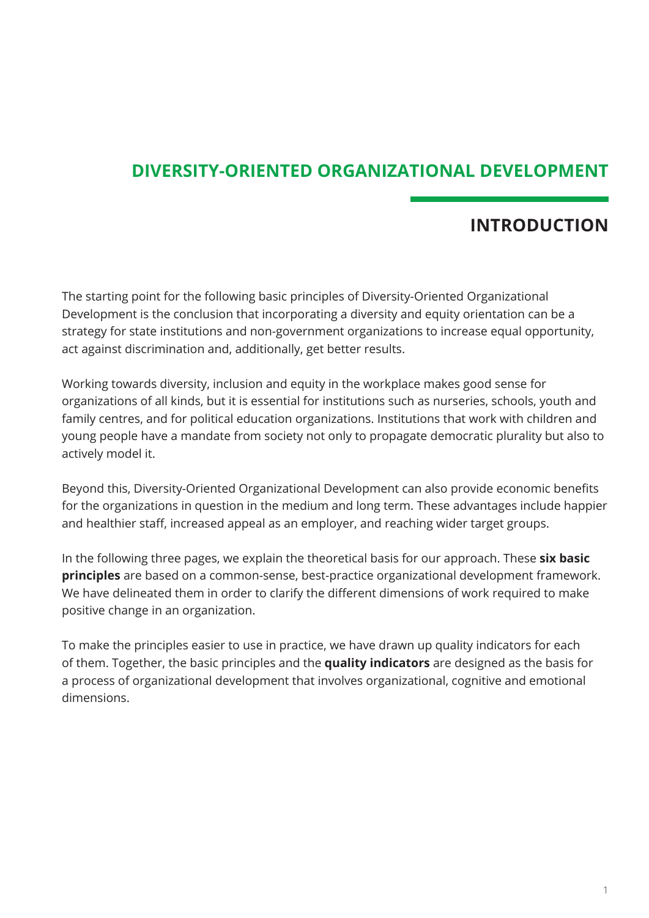# DIVERSITY-ORIENTED ORGANIZATIONAL DEVELOPMENT

## INTRODUCTION

The starting point for the following basic principles of Diversity-Oriented Organizational Development is the conclusion that incorporating a diversity and equity orientation can be a strategy for state institutions and non-government organizations to increase equal opportunity, act against discrimination and, additionally, get better results.

Working towards diversity, inclusion and equity in the workplace makes good sense for organizations of all kinds, but it is essential for institutions such as nurseries, schools, youth and family centres, and for political education organizations. Institutions that work with children and young people have a mandate from society not only to propagate democratic plurality but also to actively model it.

Beyond this, Diversity-Oriented Organizational Development can also provide economic benefits for the organizations in question in the medium and long term. These advantages include happier and healthier staff, increased appeal as an employer, and reaching wider target groups.

In the following three pages, we explain the theoretical basis for our approach. These **six basic principles** are based on a common-sense, best-practice organizational development framework. We have delineated them in order to clarify the different dimensions of work required to make positive change in an organization.

To make the principles easier to use in practice, we have drawn up quality indicators for each of them. Together, the basic principles and the **quality indicators** are designed as the basis for a process of organizational development that involves organizational, cognitive and emotional dimensions.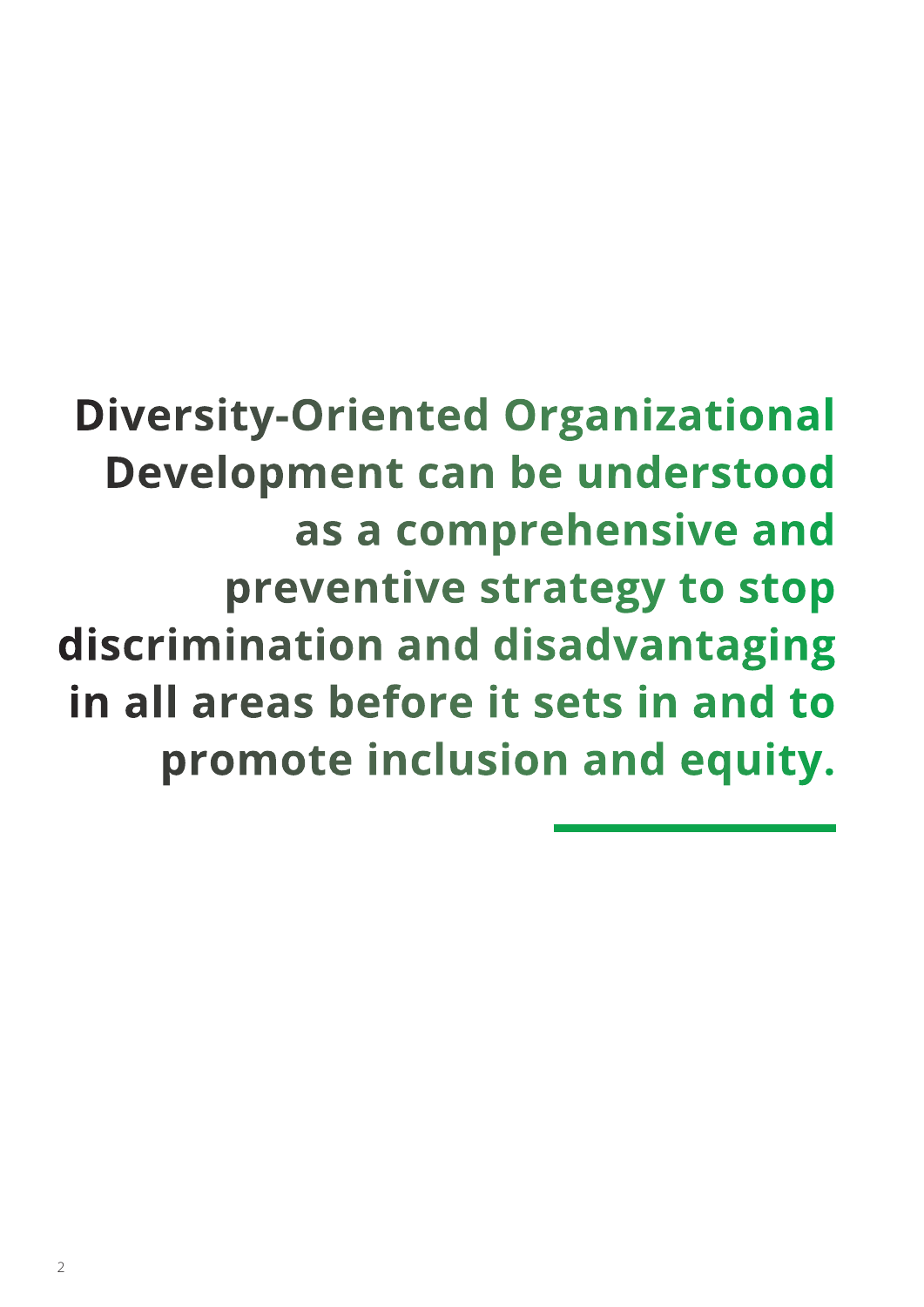**Diversity-Oriented Organizational Development can be understood as a comprehensive and preventive strategy to stop discrimination and disadvantaging in all areas before it sets in and to promote inclusion and equity.**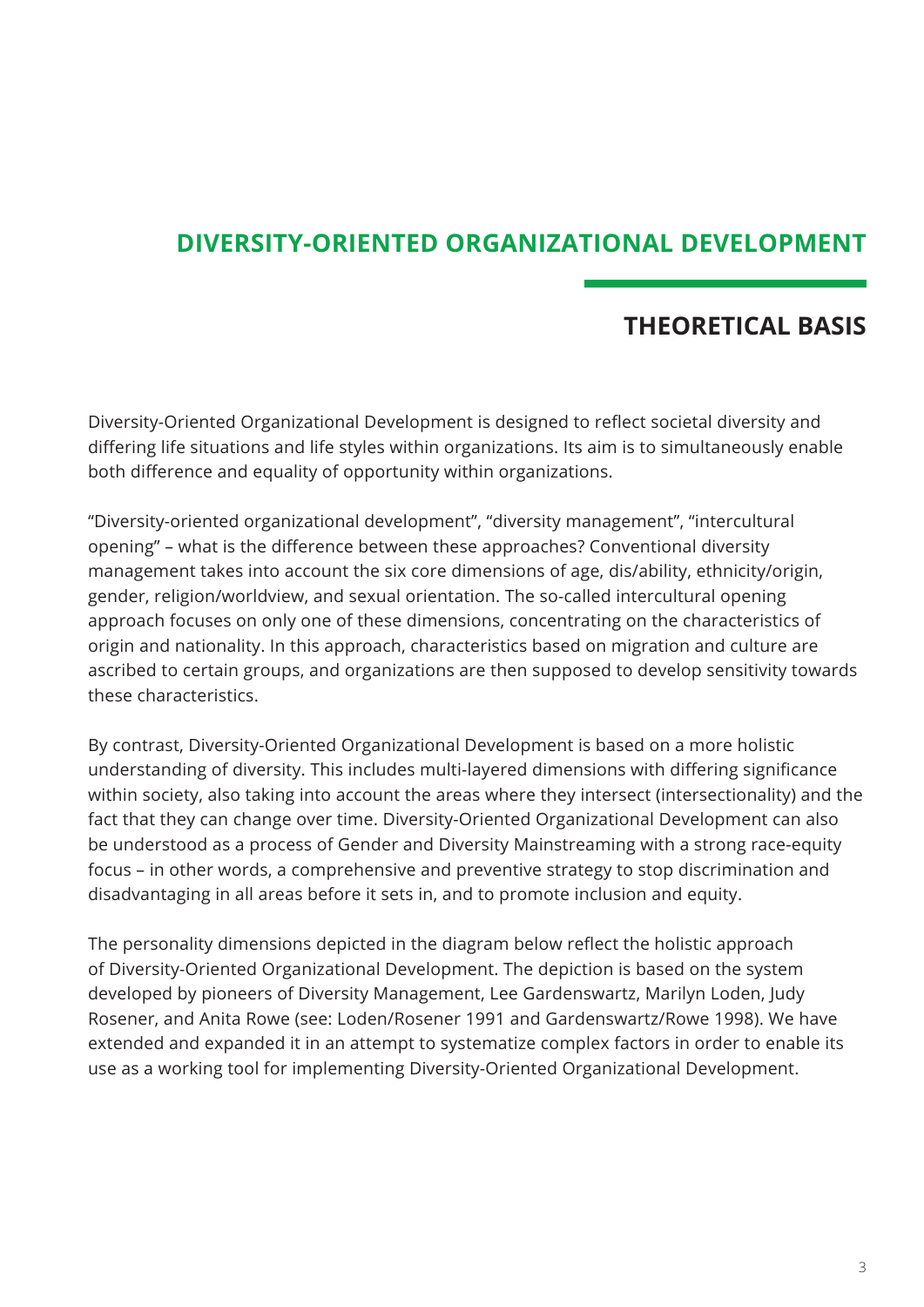# DIVERSITY-ORIENTED ORGANIZATIONAL DEVELOPMENT

## THEORETICAL BASIS

Diversity-Oriented Organizational Development is designed to reflect societal diversity and differing life situations and life styles within organizations. Its aim is to simultaneously enable both difference and equality of opportunity within organizations.

"Diversity-oriented organizational development", "diversity management", "intercultural opening" – what is the difference between these approaches? Conventional diversity management takes into account the six core dimensions of age, dis/ability, ethnicity/origin, gender, religion/worldview, and sexual orientation. The so-called intercultural opening approach focuses on only one of these dimensions, concentrating on the characteristics of origin and nationality. In this approach, characteristics based on migration and culture are ascribed to certain groups, and organizations are then supposed to develop sensitivity towards these characteristics.

By contrast, Diversity-Oriented Organizational Development is based on a more holistic understanding of diversity. This includes multi-layered dimensions with differing significance within society, also taking into account the areas where they intersect (intersectionality) and the fact that they can change over time. Diversity-Oriented Organizational Development can also be understood as a process of Gender and Diversity Mainstreaming with a strong race-equity focus – in other words, a comprehensive and preventive strategy to stop discrimination and disadvantaging in all areas before it sets in, and to promote inclusion and equity.

The personality dimensions depicted in the diagram below reflect the holistic approach of Diversity-Oriented Organizational Development. The depiction is based on the system developed by pioneers of Diversity Management, Lee Gardenswartz, Marilyn Loden, Judy Rosener, and Anita Rowe (see: Loden/Rosener 1991 and Gardenswartz/Rowe 1998). We have extended and expanded it in an attempt to systematize complex factors in order to enable its use as a working tool for implementing Diversity-Oriented Organizational Development.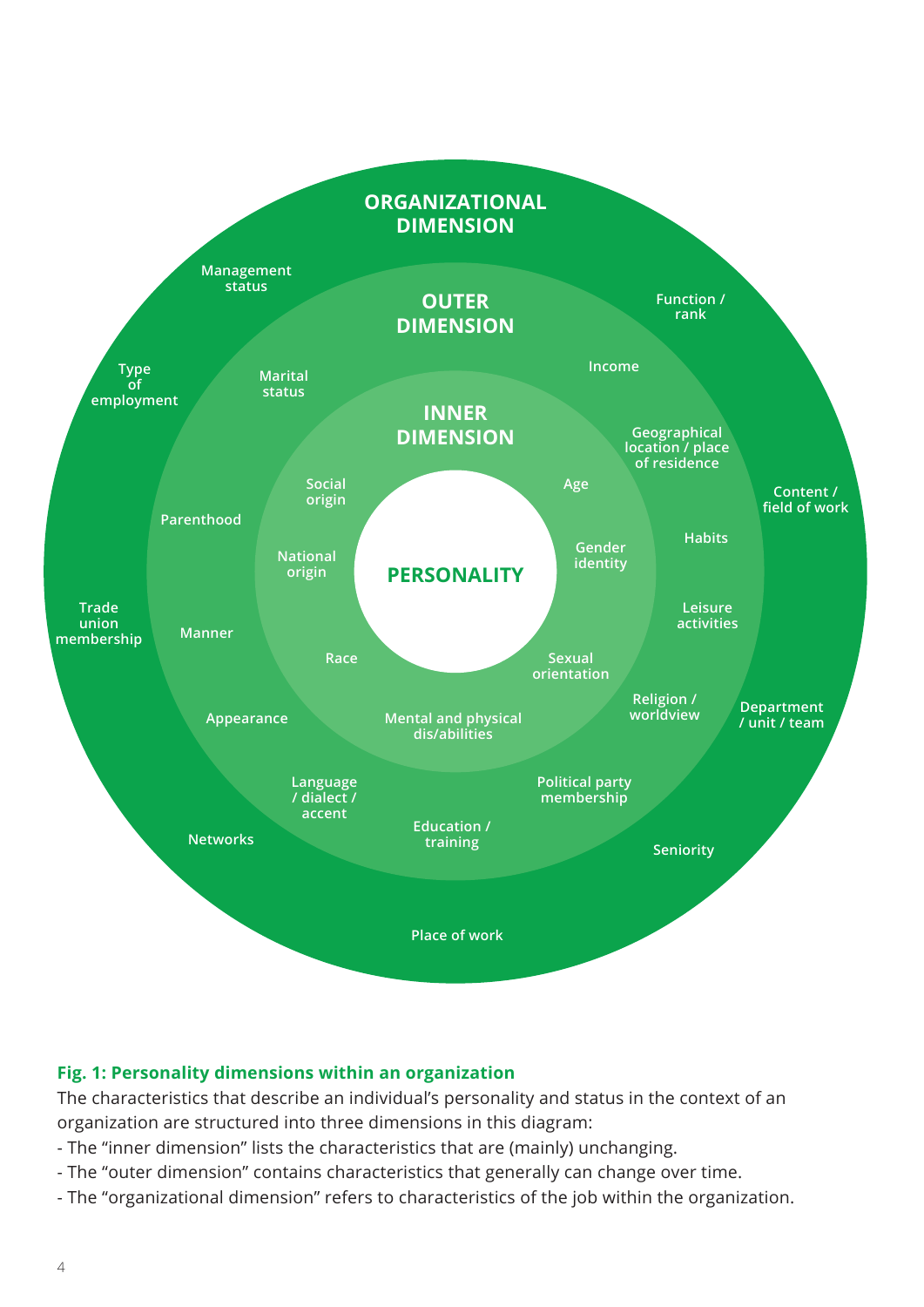ORGANIZATIONAL DIMENSION

Management status

Function / rank

Type of employment

Content / field of work

Trade union membership

Department / unit / team

Networks

Seniority

Place of work

OUTER DIMENSION

Marital status

Income

Geographical location / place of residence

Parenthood

Habits

Leisure activities

Manner

Religion / worldview

Appearance

Political party membership

Language / dialect / accent

Education / training

INNER DIMENSION

Social origin

Age

National origin

Gender identity

Race

Sexual orientation

Mental and physical dis/abilities

PERSONALITY

**Fig. 1: Personality dimensions within an organization**

The characteristics that describe an individual's personality and status in the context of an organization are structured into three dimensions in this diagram:

- The "inner dimension" lists the characteristics that are (mainly) unchanging.
- The "outer dimension" contains characteristics that generally can change over time.
- The "organizational dimension" refers to characteristics of the job within the organization.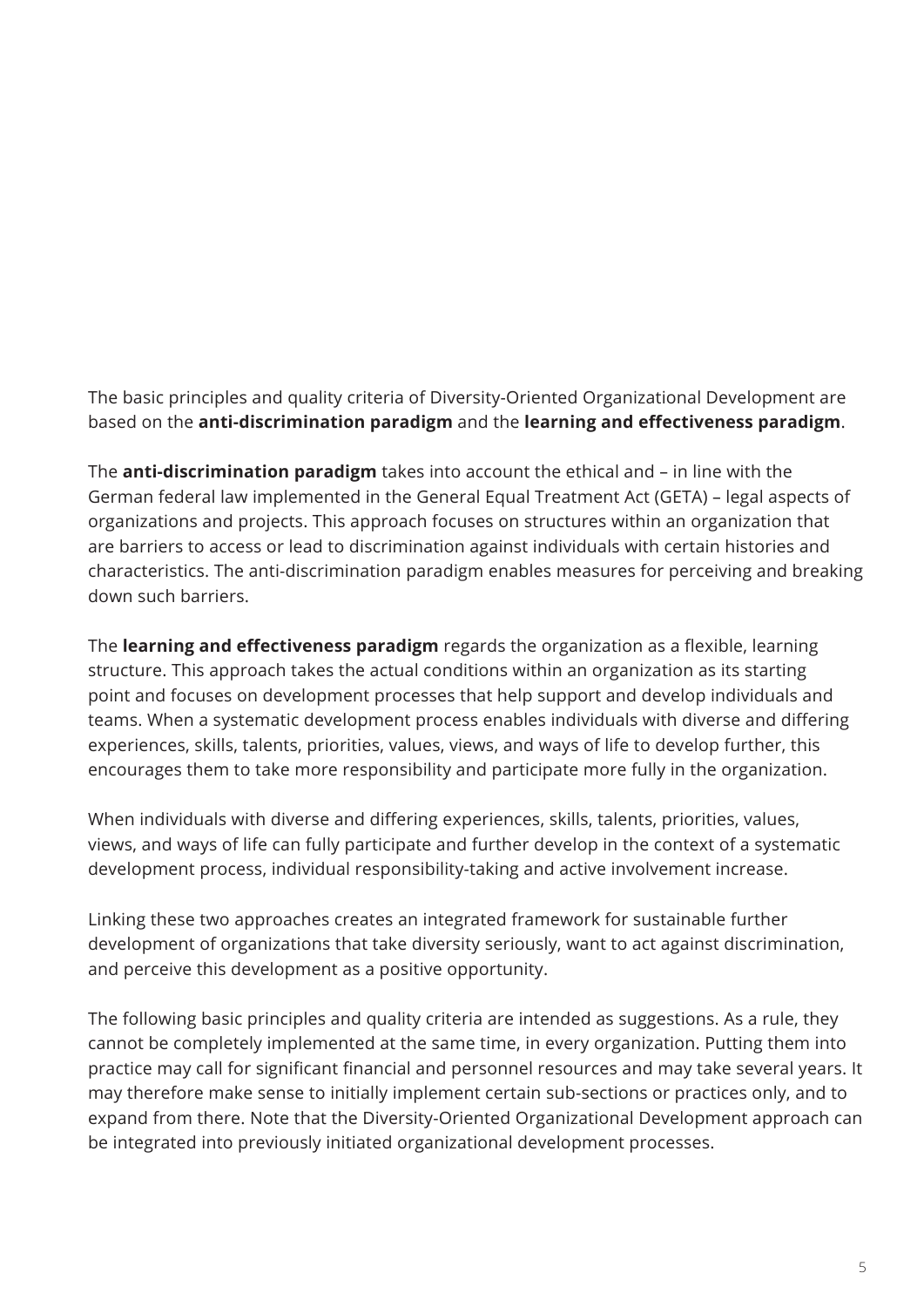The basic principles and quality criteria of Diversity-Oriented Organizational Development are based on the **anti-discrimination paradigm** and the **learning and effectiveness paradigm**.

The **anti-discrimination paradigm** takes into account the ethical and – in line with the German federal law implemented in the General Equal Treatment Act (GETA) – legal aspects of organizations and projects. This approach focuses on structures within an organization that are barriers to access or lead to discrimination against individuals with certain histories and characteristics. The anti-discrimination paradigm enables measures for perceiving and breaking down such barriers.

The **learning and effectiveness paradigm** regards the organization as a flexible, learning structure. This approach takes the actual conditions within an organization as its starting point and focuses on development processes that help support and develop individuals and teams. When a systematic development process enables individuals with diverse and differing experiences, skills, talents, priorities, values, views, and ways of life to develop further, this encourages them to take more responsibility and participate more fully in the organization.

When individuals with diverse and differing experiences, skills, talents, priorities, values, views, and ways of life can fully participate and further develop in the context of a systematic development process, individual responsibility-taking and active involvement increase.

Linking these two approaches creates an integrated framework for sustainable further development of organizations that take diversity seriously, want to act against discrimination, and perceive this development as a positive opportunity.

The following basic principles and quality criteria are intended as suggestions. As a rule, they cannot be completely implemented at the same time, in every organization. Putting them into practice may call for significant financial and personnel resources and may take several years. It may therefore make sense to initially implement certain sub-sections or practices only, and to expand from there. Note that the Diversity-Oriented Organizational Development approach can be integrated into previously initiated organizational development processes.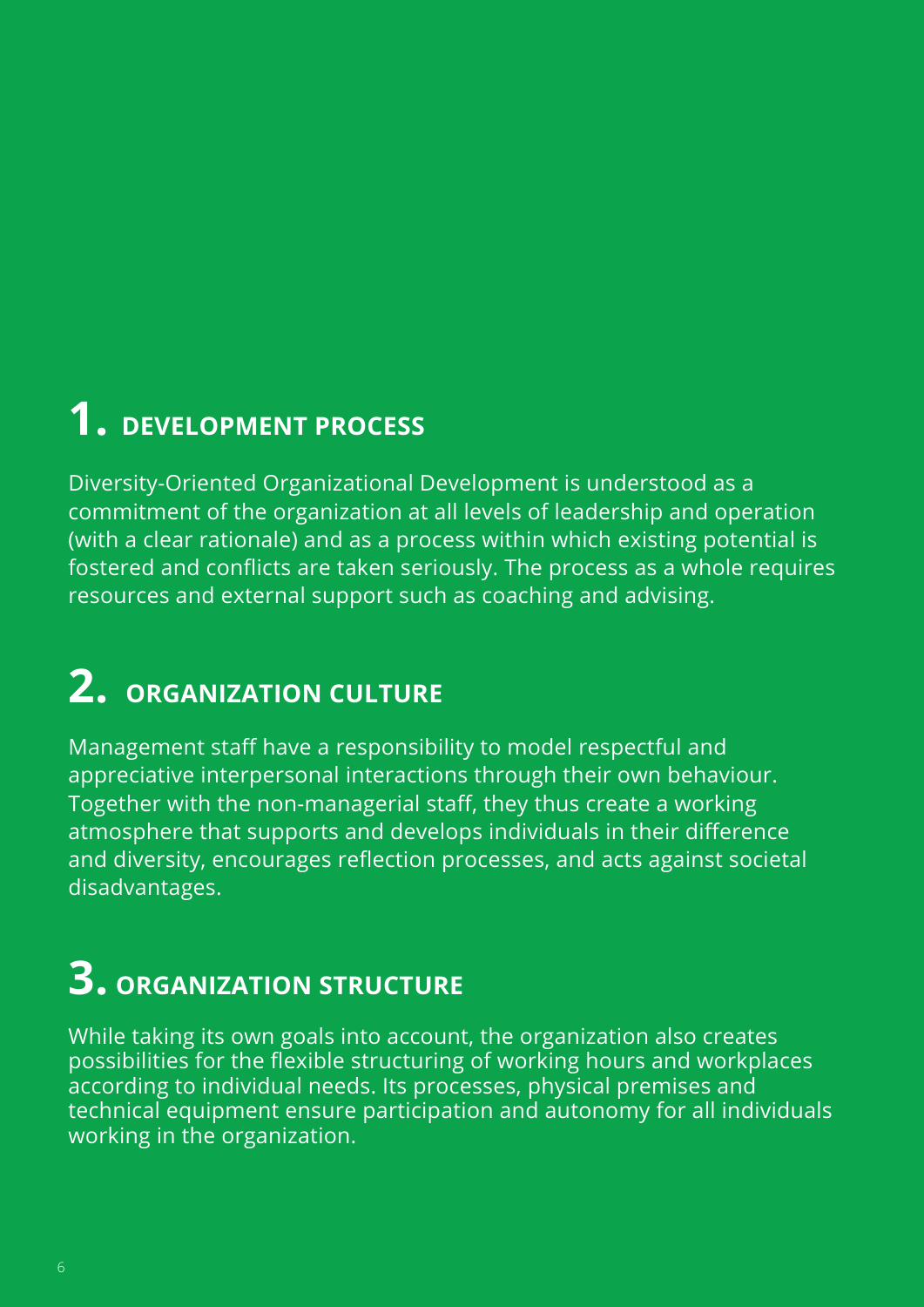## 1. DEVELOPMENT PROCESS

Diversity-Oriented Organizational Development is understood as a commitment of the organization at all levels of leadership and operation (with a clear rationale) and as a process within which existing potential is fostered and conflicts are taken seriously. The process as a whole requires resources and external support such as coaching and advising.

## 2. ORGANIZATION CULTURE

Management staff have a responsibility to model respectful and appreciative interpersonal interactions through their own behaviour. Together with the non-managerial staff, they thus create a working atmosphere that supports and develops individuals in their difference and diversity, encourages reflection processes, and acts against societal disadvantages.

## 3. ORGANIZATION STRUCTURE

While taking its own goals into account, the organization also creates possibilities for the flexible structuring of working hours and workplaces according to individual needs. Its processes, physical premises and technical equipment ensure participation and autonomy for all individuals working in the organization.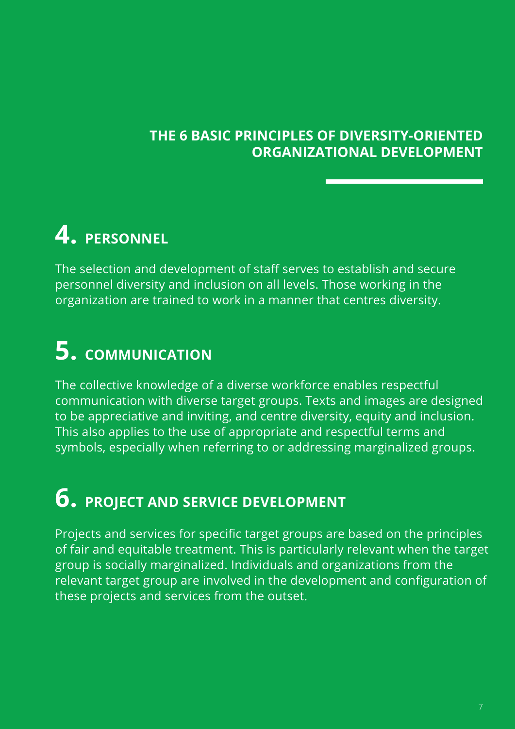## THE 6 BASIC PRINCIPLES OF DIVERSITY-ORIENTED ORGANIZATIONAL DEVELOPMENT

### 4. PERSONNEL

The selection and development of staff serves to establish and secure personnel diversity and inclusion on all levels. Those working in the organization are trained to work in a manner that centres diversity.

### 5. COMMUNICATION

The collective knowledge of a diverse workforce enables respectful communication with diverse target groups. Texts and images are designed to be appreciative and inviting, and centre diversity, equity and inclusion. This also applies to the use of appropriate and respectful terms and symbols, especially when referring to or addressing marginalized groups.

### 6. PROJECT AND SERVICE DEVELOPMENT

Projects and services for specific target groups are based on the principles of fair and equitable treatment. This is particularly relevant when the target group is socially marginalized. Individuals and organizations from the relevant target group are involved in the development and configuration of these projects and services from the outset.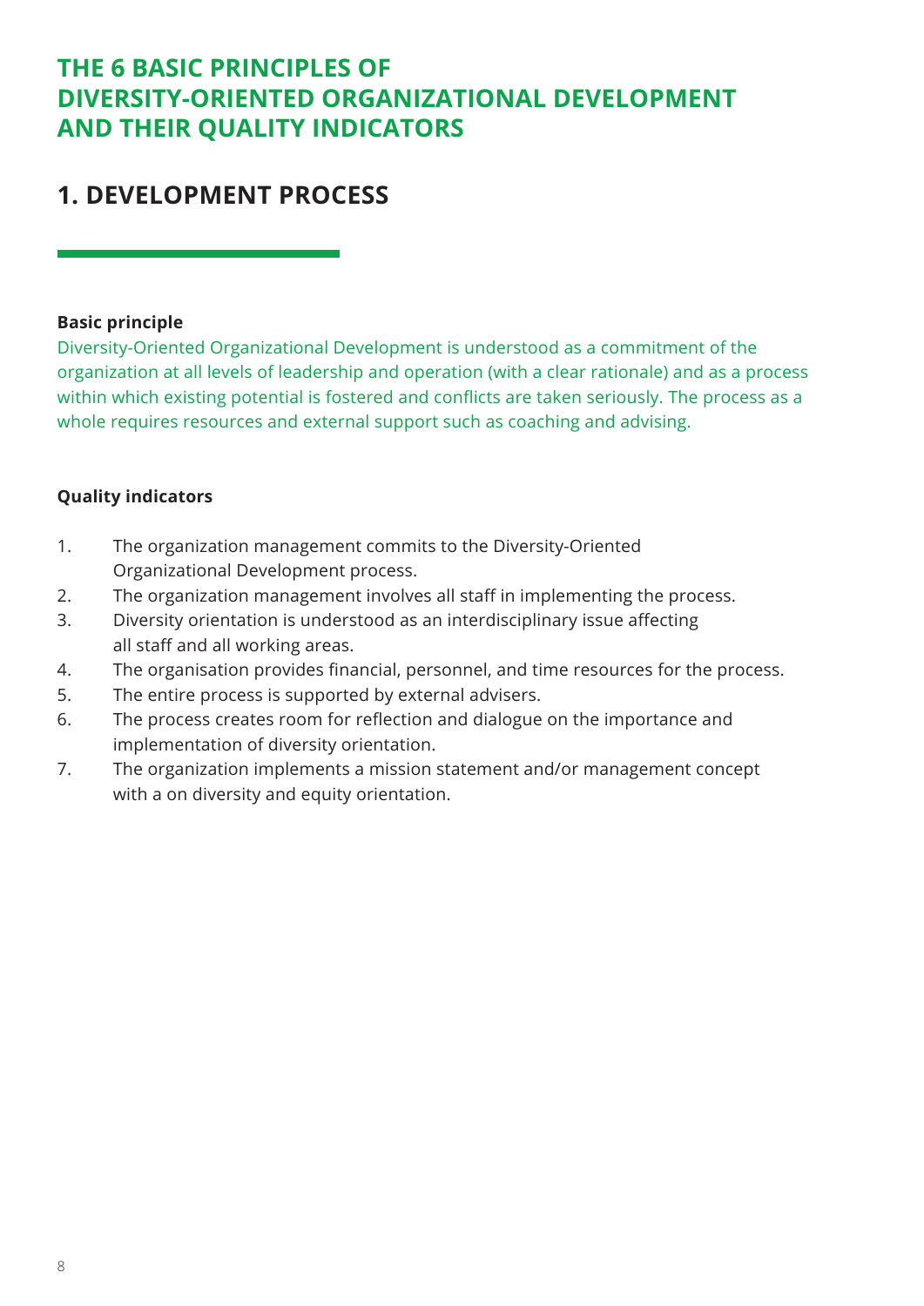# THE 6 BASIC PRINCIPLES OF DIVERSITY-ORIENTED ORGANIZATIONAL DEVELOPMENT AND THEIR QUALITY INDICATORS

## 1. DEVELOPMENT PROCESS

**Basic principle**

Diversity-Oriented Organizational Development is understood as a commitment of the organization at all levels of leadership and operation (with a clear rationale) and as a process within which existing potential is fostered and conflicts are taken seriously. The process as a whole requires resources and external support such as coaching and advising.

**Quality indicators**

1. The organization management commits to the Diversity-Oriented Organizational Development process.
2. The organization management involves all staff in implementing the process.
3. Diversity orientation is understood as an interdisciplinary issue affecting all staff and all working areas.
4. The organisation provides financial, personnel, and time resources for the process.
5. The entire process is supported by external advisers.
6. The process creates room for reflection and dialogue on the importance and implementation of diversity orientation.
7. The organization implements a mission statement and/or management concept with a on diversity and equity orientation.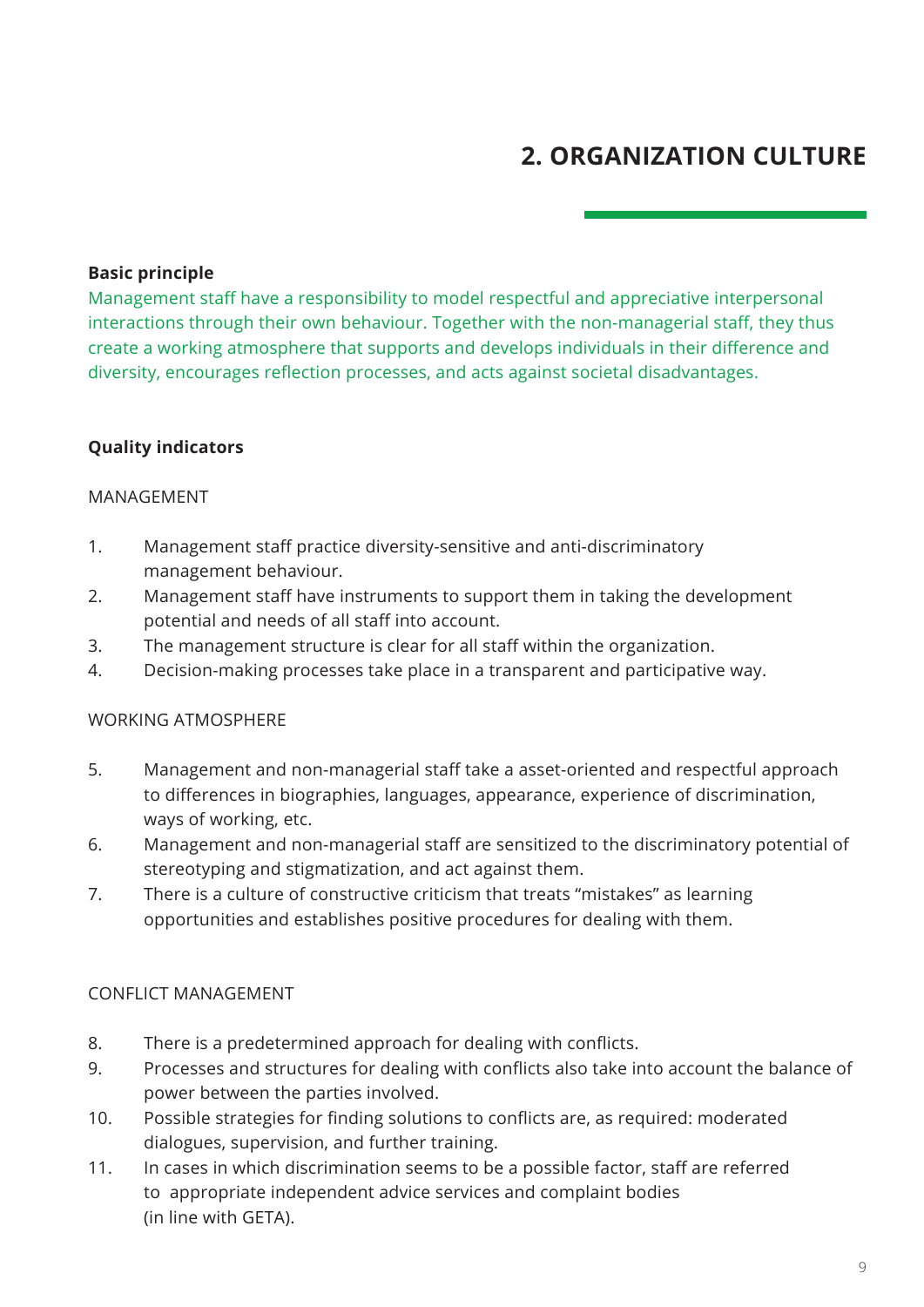# 2. ORGANIZATION CULTURE

**Basic principle**

Management staff have a responsibility to model respectful and appreciative interpersonal interactions through their own behaviour. Together with the non-managerial staff, they thus create a working atmosphere that supports and develops individuals in their difference and diversity, encourages reflection processes, and acts against societal disadvantages.

**Quality indicators**

MANAGEMENT

1. Management staff practice diversity-sensitive and anti-discriminatory management behaviour.
2. Management staff have instruments to support them in taking the development potential and needs of all staff into account.
3. The management structure is clear for all staff within the organization.
4. Decision-making processes take place in a transparent and participative way.

WORKING ATMOSPHERE

5. Management and non-managerial staff take a asset-oriented and respectful approach to differences in biographies, languages, appearance, experience of discrimination, ways of working, etc.
6. Management and non-managerial staff are sensitized to the discriminatory potential of stereotyping and stigmatization, and act against them.
7. There is a culture of constructive criticism that treats "mistakes" as learning opportunities and establishes positive procedures for dealing with them.

CONFLICT MANAGEMENT

8. There is a predetermined approach for dealing with conflicts.
9. Processes and structures for dealing with conflicts also take into account the balance of power between the parties involved.
10. Possible strategies for finding solutions to conflicts are, as required: moderated dialogues, supervision, and further training.
11. In cases in which discrimination seems to be a possible factor, staff are referred to appropriate independent advice services and complaint bodies (in line with GETA).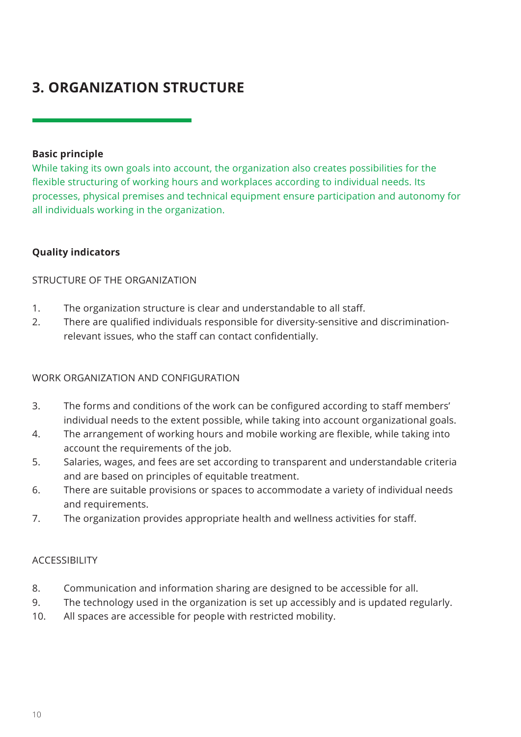# 3. ORGANIZATION STRUCTURE

**Basic principle**

While taking its own goals into account, the organization also creates possibilities for the flexible structuring of working hours and workplaces according to individual needs. Its processes, physical premises and technical equipment ensure participation and autonomy for all individuals working in the organization.

**Quality indicators**

STRUCTURE OF THE ORGANIZATION

1. The organization structure is clear and understandable to all staff.
2. There are qualified individuals responsible for diversity-sensitive and discrimination-relevant issues, who the staff can contact confidentially.

WORK ORGANIZATION AND CONFIGURATION

3. The forms and conditions of the work can be configured according to staff members' individual needs to the extent possible, while taking into account organizational goals.
4. The arrangement of working hours and mobile working are flexible, while taking into account the requirements of the job.
5. Salaries, wages, and fees are set according to transparent and understandable criteria and are based on principles of equitable treatment.
6. There are suitable provisions or spaces to accommodate a variety of individual needs and requirements.
7. The organization provides appropriate health and wellness activities for staff.

ACCESSIBILITY

8. Communication and information sharing are designed to be accessible for all.
9. The technology used in the organization is set up accessibly and is updated regularly.
10. All spaces are accessible for people with restricted mobility.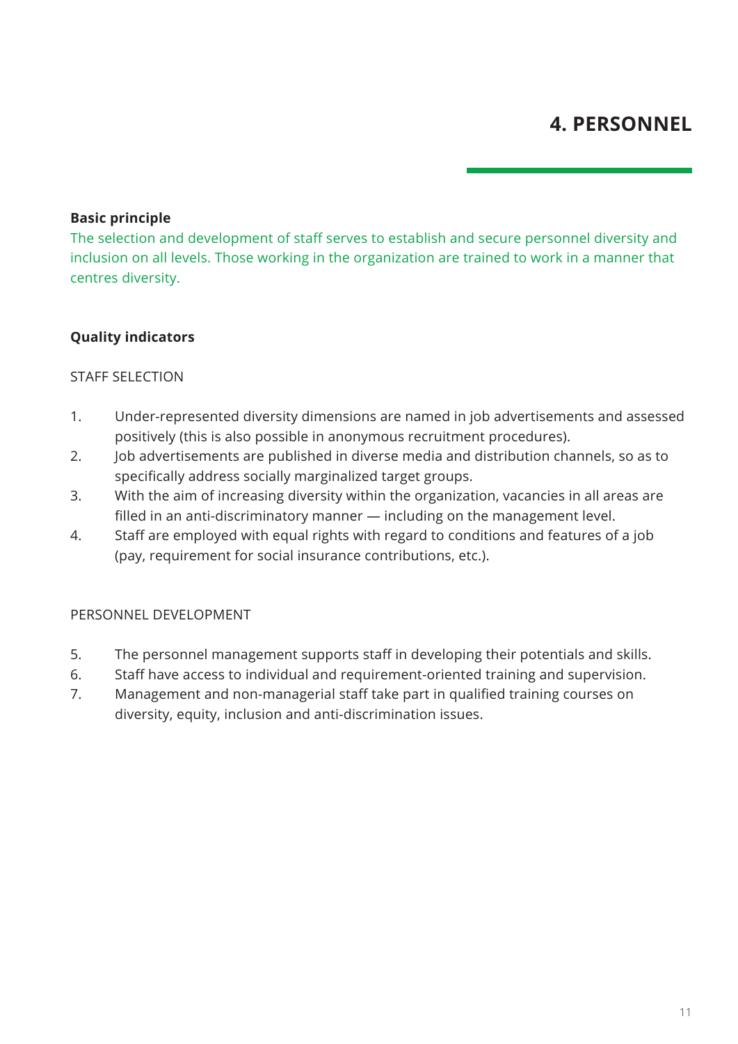# 4. PERSONNEL

**Basic principle**

The selection and development of staff serves to establish and secure personnel diversity and inclusion on all levels. Those working in the organization are trained to work in a manner that centres diversity.

**Quality indicators**

STAFF SELECTION

1. Under-represented diversity dimensions are named in job advertisements and assessed positively (this is also possible in anonymous recruitment procedures).
2. Job advertisements are published in diverse media and distribution channels, so as to specifically address socially marginalized target groups.
3. With the aim of increasing diversity within the organization, vacancies in all areas are filled in an anti-discriminatory manner — including on the management level.
4. Staff are employed with equal rights with regard to conditions and features of a job (pay, requirement for social insurance contributions, etc.).

PERSONNEL DEVELOPMENT

5. The personnel management supports staff in developing their potentials and skills.
6. Staff have access to individual and requirement-oriented training and supervision.
7. Management and non-managerial staff take part in qualified training courses on diversity, equity, inclusion and anti-discrimination issues.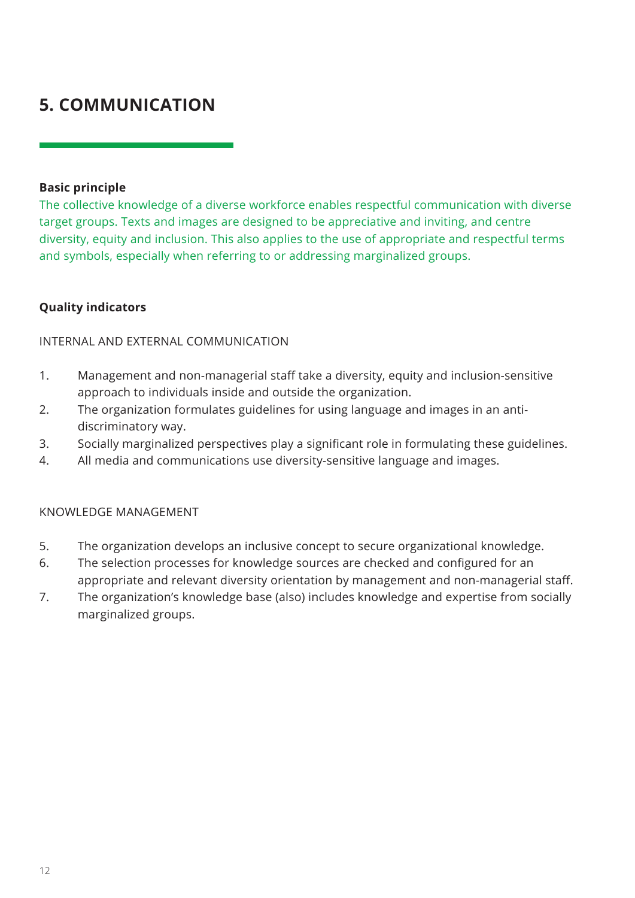# 5. COMMUNICATION

**Basic principle**

The collective knowledge of a diverse workforce enables respectful communication with diverse target groups. Texts and images are designed to be appreciative and inviting, and centre diversity, equity and inclusion. This also applies to the use of appropriate and respectful terms and symbols, especially when referring to or addressing marginalized groups.

**Quality indicators**

INTERNAL AND EXTERNAL COMMUNICATION

1. Management and non-managerial staff take a diversity, equity and inclusion-sensitive approach to individuals inside and outside the organization.
2. The organization formulates guidelines for using language and images in an anti-discriminatory way.
3. Socially marginalized perspectives play a significant role in formulating these guidelines.
4. All media and communications use diversity-sensitive language and images.

KNOWLEDGE MANAGEMENT

5. The organization develops an inclusive concept to secure organizational knowledge.
6. The selection processes for knowledge sources are checked and configured for an appropriate and relevant diversity orientation by management and non-managerial staff.
7. The organization's knowledge base (also) includes knowledge and expertise from socially marginalized groups.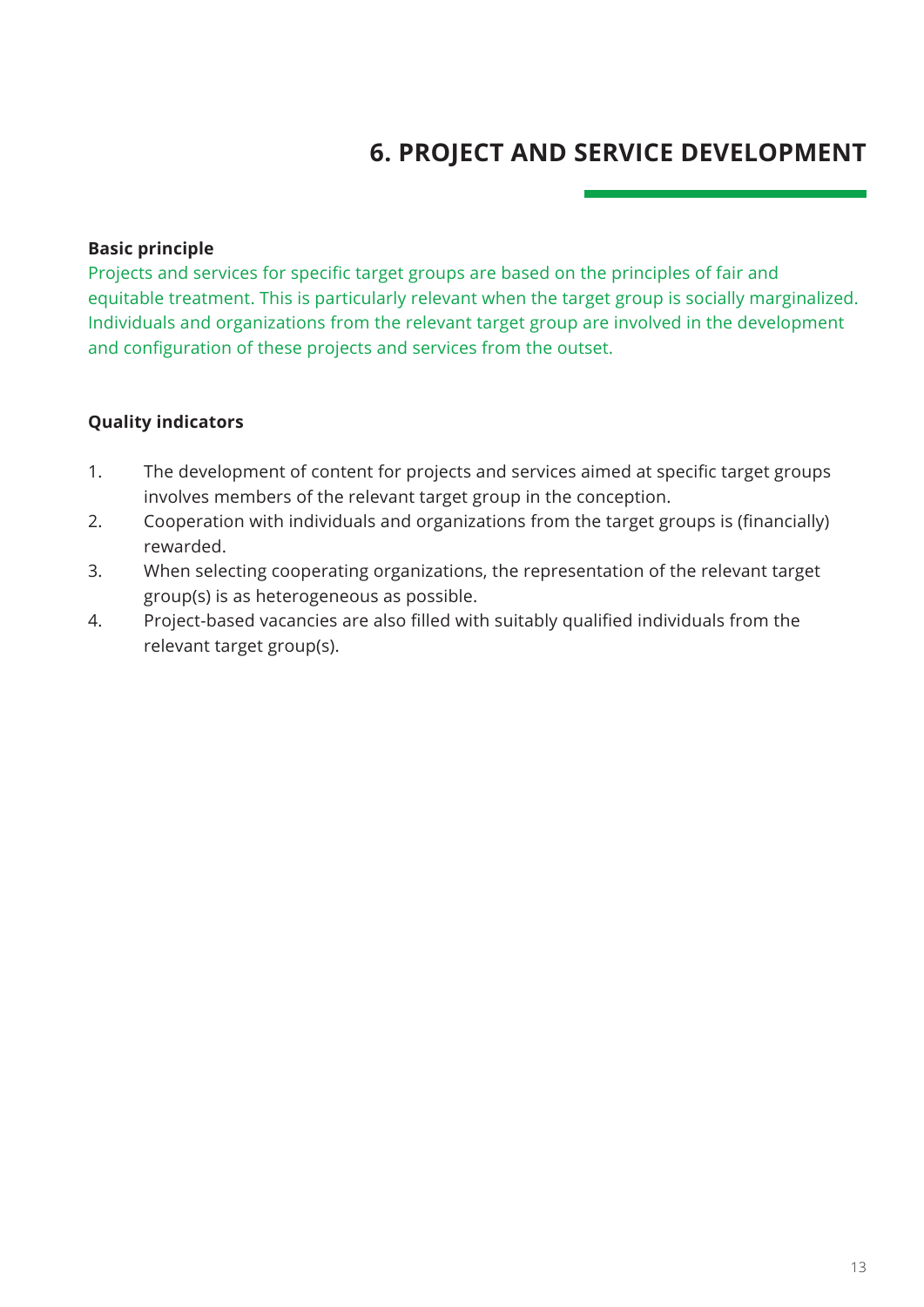# 6. PROJECT AND SERVICE DEVELOPMENT

**Basic principle**

Projects and services for specific target groups are based on the principles of fair and equitable treatment. This is particularly relevant when the target group is socially marginalized. Individuals and organizations from the relevant target group are involved in the development and configuration of these projects and services from the outset.

**Quality indicators**

1. The development of content for projects and services aimed at specific target groups involves members of the relevant target group in the conception.
2. Cooperation with individuals and organizations from the target groups is (financially) rewarded.
3. When selecting cooperating organizations, the representation of the relevant target group(s) is as heterogeneous as possible.
4. Project-based vacancies are also filled with suitably qualified individuals from the relevant target group(s).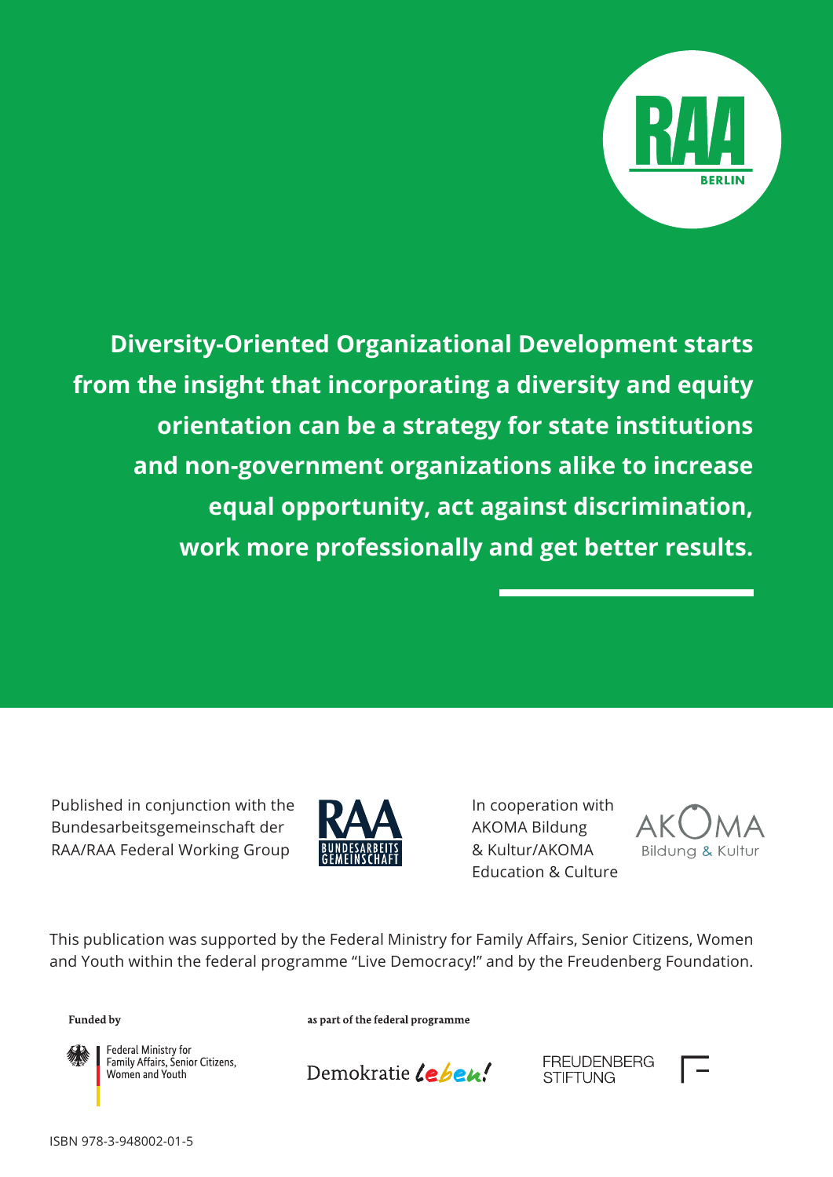RAA BERLIN

**Diversity-Oriented Organizational Development starts from the insight that incorporating a diversity and equity orientation can be a strategy for state institutions and non-government organizations alike to increase equal opportunity, act against discrimination, work more professionally and get better results.**

Published in conjunction with the Bundesarbeitsgemeinschaft der RAA/RAA Federal Working Group

RAA BUNDESARBEITS GEMEINSCHAFT

In cooperation with AKOMA Bildung & Kultur/AKOMA Education & Culture

AKOMA Bildung & Kultur

This publication was supported by the Federal Ministry for Family Affairs, Senior Citizens, Women and Youth within the federal programme “Live Democracy!” and by the Freudenberg Foundation.

Funded by

Federal Ministry for Family Affairs, Senior Citizens, Women and Youth

as part of the federal programme

Demokratie leben!

FREUDENBERG STIFTUNG

ISBN 978-3-948002-01-5